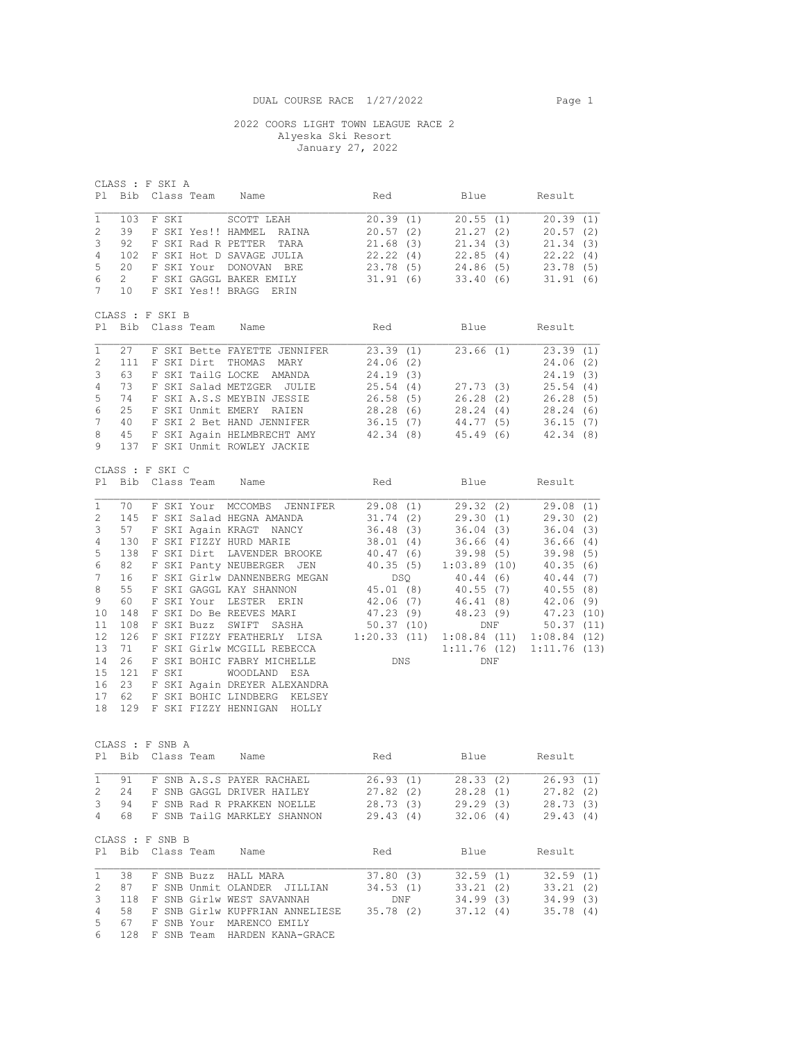DUAL COURSE RACE 1/27/2022

## 2022 COORS LIGHT TOWN LEAGUE RACE 2

Alyeska Ski Resort

January 27, 2022

### CLASS : F SKI A

| Pl | Bib | Class | Team | Name | Red | Blue | Result |
|---|---|---|---|---|---|---|---|
| 1 | 103 | F SKI | | SCOTT LEAH | 20.39 (1) | 20.55 (1) | 20.39 (1) |
| 2 | 39 | F SKI | Yes!! | HAMMEL RAINA | 20.57 (2) | 21.27 (2) | 20.57 (2) |
| 3 | 92 | F SKI | Rad R | PETTER TARA | 21.68 (3) | 21.34 (3) | 21.34 (3) |
| 4 | 102 | F SKI | Hot D | SAVAGE JULIA | 22.22 (4) | 22.85 (4) | 22.22 (4) |
| 5 | 20 | F SKI | Your | DONOVAN BRE | 23.78 (5) | 24.86 (5) | 23.78 (5) |
| 6 | 2 | F SKI | GAGGL | BAKER EMILY | 31.91 (6) | 33.40 (6) | 31.91 (6) |
| 7 | 10 | F SKI | Yes!! | BRAGG ERIN | | | |

### CLASS : F SKI B

| Pl | Bib | Class | Team | Name | Red | Blue | Result |
|---|---|---|---|---|---|---|---|
| 1 | 27 | F SKI | Bette | FAYETTE JENNIFER | 23.39 (1) | 23.66 (1) | 23.39 (1) |
| 2 | 111 | F SKI | Dirt | THOMAS MARY | 24.06 (2) | | 24.06 (2) |
| 3 | 63 | F SKI | TailG | LOCKE AMANDA | 24.19 (3) | | 24.19 (3) |
| 4 | 73 | F SKI | Salad | METZGER JULIE | 25.54 (4) | 27.73 (3) | 25.54 (4) |
| 5 | 74 | F SKI | A.S.S | MEYBIN JESSIE | 26.58 (5) | 26.28 (2) | 26.28 (5) |
| 6 | 25 | F SKI | Unmit | EMERY RAIEN | 28.28 (6) | 28.24 (4) | 28.24 (6) |
| 7 | 40 | F SKI | 2 Bet | HAND JENNIFER | 36.15 (7) | 44.77 (5) | 36.15 (7) |
| 8 | 45 | F SKI | Again | HELMBRECHT AMY | 42.34 (8) | 45.49 (6) | 42.34 (8) |
| 9 | 137 | F SKI | Unmit | ROWLEY JACKIE | | | |

### CLASS : F SKI C

| Pl | Bib | Class | Team | Name | Red | Blue | Result |
|---|---|---|---|---|---|---|---|
| 1 | 70 | F SKI | Your | MCCOMBS JENNIFER | 29.08 (1) | 29.32 (2) | 29.08 (1) |
| 2 | 145 | F SKI | Salad | HEGNA AMANDA | 31.74 (2) | 29.30 (1) | 29.30 (2) |
| 3 | 57 | F SKI | Again | KRAGT NANCY | 36.48 (3) | 36.04 (3) | 36.04 (3) |
| 4 | 130 | F SKI | FIZZY | HURD MARIE | 38.01 (4) | 36.66 (4) | 36.66 (4) |
| 5 | 138 | F SKI | Dirt | LAVENDER BROOKE | 40.47 (6) | 39.98 (5) | 39.98 (5) |
| 6 | 82 | F SKI | Panty | NEUBERGER JEN | 40.35 (5) | 1:03.89 (10) | 40.35 (6) |
| 7 | 16 | F SKI | Girlw | DANNENBERG MEGAN | DSQ | 40.44 (6) | 40.44 (7) |
| 8 | 55 | F SKI | GAGGL | KAY SHANNON | 45.01 (8) | 40.55 (7) | 40.55 (8) |
| 9 | 60 | F SKI | Your | LESTER ERIN | 42.06 (7) | 46.41 (8) | 42.06 (9) |
| 10 | 148 | F SKI | Do Be | REEVES MARI | 47.23 (9) | 48.23 (9) | 47.23 (10) |
| 11 | 108 | F SKI | Buzz | SWIFT SASHA | 50.37 (10) | DNF | 50.37 (11) |
| 12 | 126 | F SKI | FIZZY | FEATHERLY LISA | 1:20.33 (11) | 1:08.84 (11) | 1:08.84 (12) |
| 13 | 71 | F SKI | Girlw | MCGILL REBECCA | | 1:11.76 (12) | 1:11.76 (13) |
| 14 | 26 | F SKI | BOHIC | FABRY MICHELLE | DNS | DNF | |
| 15 | 121 | F SKI | | WOODLAND ESA | | | |
| 16 | 23 | F SKI | Again | DREYER ALEXANDRA | | | |
| 17 | 62 | F SKI | BOHIC | LINDBERG KELSEY | | | |
| 18 | 129 | F SKI | FIZZY | HENNIGAN HOLLY | | | |

### CLASS : F SNB A

| Pl | Bib | Class | Team | Name | Red | Blue | Result |
|---|---|---|---|---|---|---|---|
| 1 | 91 | F SNB | A.S.S | PAYER RACHAEL | 26.93 (1) | 28.33 (2) | 26.93 (1) |
| 2 | 24 | F SNB | GAGGL | DRIVER HAILEY | 27.82 (2) | 28.28 (1) | 27.82 (2) |
| 3 | 94 | F SNB | Rad R | PRAKKEN NOELLE | 28.73 (3) | 29.29 (3) | 28.73 (3) |
| 4 | 68 | F SNB | TailG | MARKLEY SHANNON | 29.43 (4) | 32.06 (4) | 29.43 (4) |

### CLASS : F SNB B

| Pl | Bib | Class | Team | Name | Red | Blue | Result |
|---|---|---|---|---|---|---|---|
| 1 | 38 | F SNB | Buzz | HALL MARA | 37.80 (3) | 32.59 (1) | 32.59 (1) |
| 2 | 87 | F SNB | Unmit | OLANDER JILLIAN | 34.53 (1) | 33.21 (2) | 33.21 (2) |
| 3 | 118 | F SNB | Girlw | WEST SAVANNAH | DNF | 34.99 (3) | 34.99 (3) |
| 4 | 58 | F SNB | Girlw | KUPFRIAN ANNELIESE | 35.78 (2) | 37.12 (4) | 35.78 (4) |
| 5 | 67 | F SNB | Your | MARENCO EMILY | | | |
| 6 | 128 | F SNB | Team | HARDEN KANA-GRACE | | | |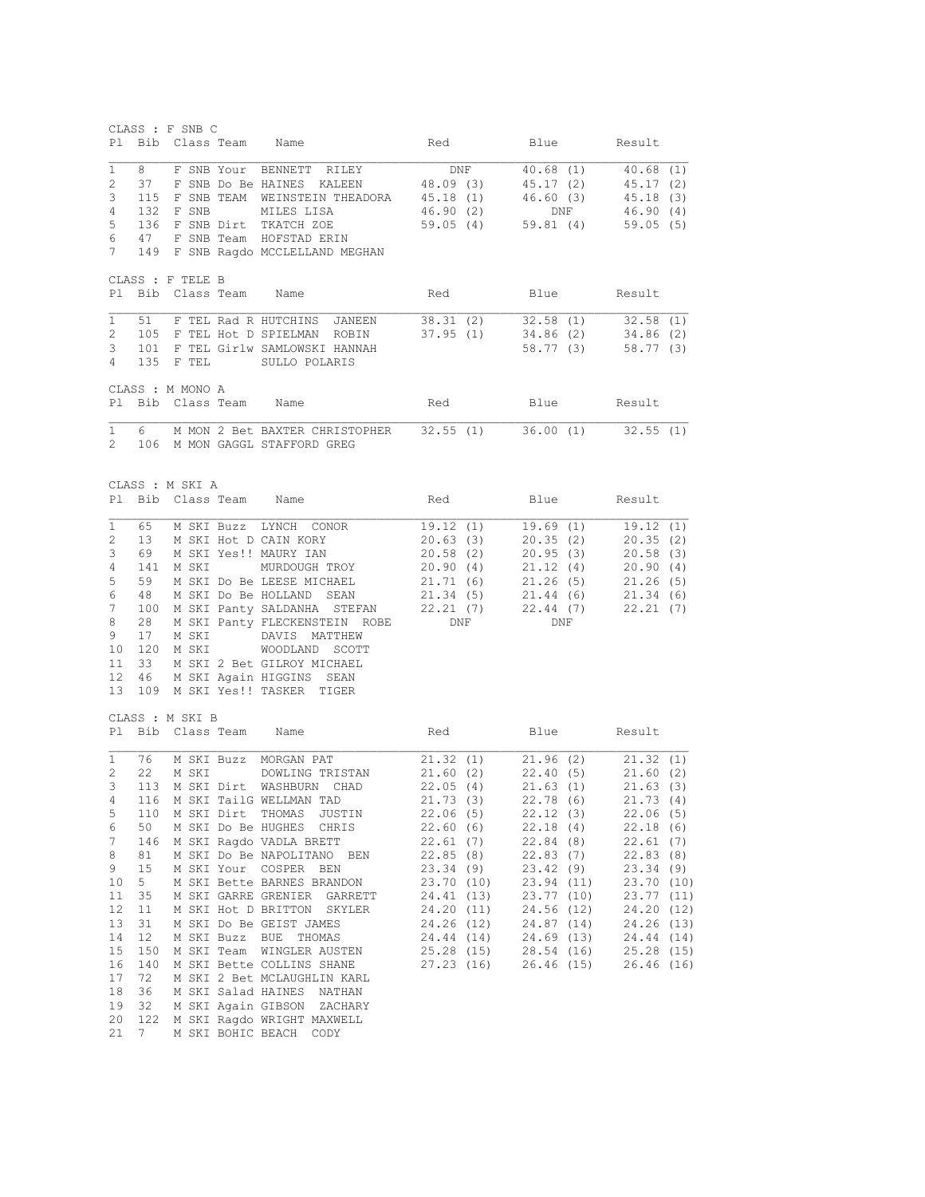CLASS : F SNB C

| Pl | Bib | Class | Team | Name | Red | Blue | Result |
|---|---|---|---|---|---|---|---|
| 1 | 8 | F SNB | Your | BENNETT RILEY | DNF | 40.68 (1) | 40.68 (1) |
| 2 | 37 | F SNB | Do Be | HAINES KALEEN | 48.09 (3) | 45.17 (2) | 45.17 (2) |
| 3 | 115 | F SNB | TEAM | WEINSTEIN THEADORA | 45.18 (1) | 46.60 (3) | 45.18 (3) |
| 4 | 132 | F SNB | | MILES LISA | 46.90 (2) | DNF | 46.90 (4) |
| 5 | 136 | F SNB | Dirt | TKATCH ZOE | 59.05 (4) | 59.81 (4) | 59.05 (5) |
| 6 | 47 | F SNB | Team | HOFSTAD ERIN | | | |
| 7 | 149 | F SNB | Ragdo | MCCLELLAND MEGHAN | | | |

CLASS : F TELE B

| Pl | Bib | Class | Team | Name | Red | Blue | Result |
|---|---|---|---|---|---|---|---|
| 1 | 51 | F TEL | Rad R | HUTCHINS JANEEN | 38.31 (2) | 32.58 (1) | 32.58 (1) |
| 2 | 105 | F TEL | Hot D | SPIELMAN ROBIN | 37.95 (1) | 34.86 (2) | 34.86 (2) |
| 3 | 101 | F TEL | Girlw | SAMLOWSKI HANNAH | | 58.77 (3) | 58.77 (3) |
| 4 | 135 | F TEL | | SULLO POLARIS | | | |

CLASS : M MONO A

| Pl | Bib | Class | Team | Name | Red | Blue | Result |
|---|---|---|---|---|---|---|---|
| 1 | 6 | M MON | 2 Bet | BAXTER CHRISTOPHER | 32.55 (1) | 36.00 (1) | 32.55 (1) |
| 2 | 106 | M MON | GAGGL | STAFFORD GREG | | | |

CLASS : M SKI A

| Pl | Bib | Class | Team | Name | Red | Blue | Result |
|---|---|---|---|---|---|---|---|
| 1 | 65 | M SKI | Buzz | LYNCH CONOR | 19.12 (1) | 19.69 (1) | 19.12 (1) |
| 2 | 13 | M SKI | Hot D | CAIN KORY | 20.63 (3) | 20.35 (2) | 20.35 (2) |
| 3 | 69 | M SKI | Yes!! | MAURY IAN | 20.58 (2) | 20.95 (3) | 20.58 (3) |
| 4 | 141 | M SKI | | MURDOUGH TROY | 20.90 (4) | 21.12 (4) | 20.90 (4) |
| 5 | 59 | M SKI | Do Be | LEESE MICHAEL | 21.71 (6) | 21.26 (5) | 21.26 (5) |
| 6 | 48 | M SKI | Do Be | HOLLAND SEAN | 21.34 (5) | 21.44 (6) | 21.34 (6) |
| 7 | 100 | M SKI | Panty | SALDANHA STEFAN | 22.21 (7) | 22.44 (7) | 22.21 (7) |
| 8 | 28 | M SKI | Panty | FLECKENSTEIN ROBE | DNF | DNF | |
| 9 | 17 | M SKI | | DAVIS MATTHEW | | | |
| 10 | 120 | M SKI | | WOODLAND SCOTT | | | |
| 11 | 33 | M SKI | 2 Bet | GILROY MICHAEL | | | |
| 12 | 46 | M SKI | Again | HIGGINS SEAN | | | |
| 13 | 109 | M SKI | Yes!! | TASKER TIGER | | | |

CLASS : M SKI B

| Pl | Bib | Class | Team | Name | Red | Blue | Result |
|---|---|---|---|---|---|---|---|
| 1 | 76 | M SKI | Buzz | MORGAN PAT | 21.32 (1) | 21.96 (2) | 21.32 (1) |
| 2 | 22 | M SKI | | DOWLING TRISTAN | 21.60 (2) | 22.40 (5) | 21.60 (2) |
| 3 | 113 | M SKI | Dirt | WASHBURN CHAD | 22.05 (4) | 21.63 (1) | 21.63 (3) |
| 4 | 116 | M SKI | TailG | WELLMAN TAD | 21.73 (3) | 22.78 (6) | 21.73 (4) |
| 5 | 110 | M SKI | Dirt | THOMAS JUSTIN | 22.06 (5) | 22.12 (3) | 22.06 (5) |
| 6 | 50 | M SKI | Do Be | HUGHES CHRIS | 22.60 (6) | 22.18 (4) | 22.18 (6) |
| 7 | 146 | M SKI | Ragdo | VADLA BRETT | 22.61 (7) | 22.84 (8) | 22.61 (7) |
| 8 | 81 | M SKI | Do Be | NAPOLITANO BEN | 22.85 (8) | 22.83 (7) | 22.83 (8) |
| 9 | 15 | M SKI | Your | COSPER BEN | 23.34 (9) | 23.42 (9) | 23.34 (9) |
| 10 | 5 | M SKI | Bette | BARNES BRANDON | 23.70 (10) | 23.94 (11) | 23.70 (10) |
| 11 | 35 | M SKI | GARRE | GRENIER GARRETT | 24.41 (13) | 23.77 (10) | 23.77 (11) |
| 12 | 11 | M SKI | Hot D | BRITTON SKYLER | 24.20 (11) | 24.56 (12) | 24.20 (12) |
| 13 | 31 | M SKI | Do Be | GEIST JAMES | 24.26 (12) | 24.87 (14) | 24.26 (13) |
| 14 | 12 | M SKI | Buzz | BUE THOMAS | 24.44 (14) | 24.69 (13) | 24.44 (14) |
| 15 | 150 | M SKI | Team | WINGLER AUSTEN | 25.28 (15) | 28.54 (16) | 25.28 (15) |
| 16 | 140 | M SKI | Bette | COLLINS SHANE | 27.23 (16) | 26.46 (15) | 26.46 (16) |
| 17 | 72 | M SKI | 2 Bet | MCLAUGHLIN KARL | | | |
| 18 | 36 | M SKI | Salad | HAINES NATHAN | | | |
| 19 | 32 | M SKI | Again | GIBSON ZACHARY | | | |
| 20 | 122 | M SKI | Ragdo | WRIGHT MAXWELL | | | |
| 21 | 7 | M SKI | BOHIC | BEACH CODY | | | |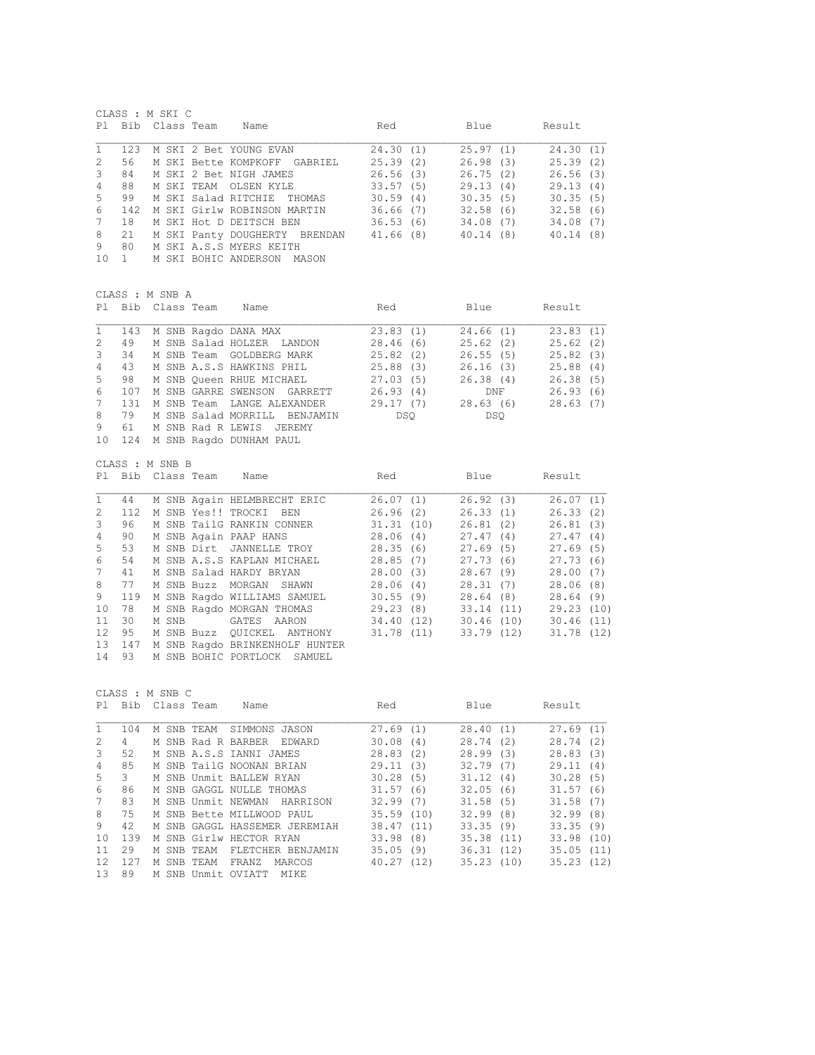CLASS : M SKI C

| Pl | Bib | Class | Team | Name | Red | Blue | Result |
|---|---|---|---|---|---|---|---|
| 1 | 123 | M SKI | 2 Bet | YOUNG EVAN | 24.30 (1) | 25.97 (1) | 24.30 (1) |
| 2 | 56 | M SKI | Bette | KOMPKOFF GABRIEL | 25.39 (2) | 26.98 (3) | 25.39 (2) |
| 3 | 84 | M SKI | 2 Bet | NIGH JAMES | 26.56 (3) | 26.75 (2) | 26.56 (3) |
| 4 | 88 | M SKI | TEAM | OLSEN KYLE | 33.57 (5) | 29.13 (4) | 29.13 (4) |
| 5 | 99 | M SKI | Salad | RITCHIE THOMAS | 30.59 (4) | 30.35 (5) | 30.35 (5) |
| 6 | 142 | M SKI | Girlw | ROBINSON MARTIN | 36.66 (7) | 32.58 (6) | 32.58 (6) |
| 7 | 18 | M SKI | Hot D | DEITSCH BEN | 36.53 (6) | 34.08 (7) | 34.08 (7) |
| 8 | 21 | M SKI | Panty | DOUGHERTY BRENDAN | 41.66 (8) | 40.14 (8) | 40.14 (8) |
| 9 | 80 | M SKI | A.S.S | MYERS KEITH | | | |
| 10 | 1 | M SKI | BOHIC | ANDERSON MASON | | | |

CLASS : M SNB A

| Pl | Bib | Class | Team | Name | Red | Blue | Result |
|---|---|---|---|---|---|---|---|
| 1 | 143 | M SNB | Ragdo | DANA MAX | 23.83 (1) | 24.66 (1) | 23.83 (1) |
| 2 | 49 | M SNB | Salad | HOLZER LANDON | 28.46 (6) | 25.62 (2) | 25.62 (2) |
| 3 | 34 | M SNB | Team | GOLDBERG MARK | 25.82 (2) | 26.55 (5) | 25.82 (3) |
| 4 | 43 | M SNB | A.S.S | HAWKINS PHIL | 25.88 (3) | 26.16 (3) | 25.88 (4) |
| 5 | 98 | M SNB | Queen | RHUE MICHAEL | 27.03 (5) | 26.38 (4) | 26.38 (5) |
| 6 | 107 | M SNB | GARRE | SWENSON GARRETT | 26.93 (4) | DNF | 26.93 (6) |
| 7 | 131 | M SNB | Team | LANGE ALEXANDER | 29.17 (7) | 28.63 (6) | 28.63 (7) |
| 8 | 79 | M SNB | Salad | MORRILL BENJAMIN | DSQ | DSQ | |
| 9 | 61 | M SNB | Rad R | LEWIS JEREMY | | | |
| 10 | 124 | M SNB | Ragdo | DUNHAM PAUL | | | |

CLASS : M SNB B

| Pl | Bib | Class | Team | Name | Red | Blue | Result |
|---|---|---|---|---|---|---|---|
| 1 | 44 | M SNB | Again | HELMBRECHT ERIC | 26.07 (1) | 26.92 (3) | 26.07 (1) |
| 2 | 112 | M SNB | Yes!! | TROCKI BEN | 26.96 (2) | 26.33 (1) | 26.33 (2) |
| 3 | 96 | M SNB | TailG | RANKIN CONNER | 31.31 (10) | 26.81 (2) | 26.81 (3) |
| 4 | 90 | M SNB | Again | PAAP HANS | 28.06 (4) | 27.47 (4) | 27.47 (4) |
| 5 | 53 | M SNB | Dirt | JANNELLE TROY | 28.35 (6) | 27.69 (5) | 27.69 (5) |
| 6 | 54 | M SNB | A.S.S | KAPLAN MICHAEL | 28.85 (7) | 27.73 (6) | 27.73 (6) |
| 7 | 41 | M SNB | Salad | HARDY BRYAN | 28.00 (3) | 28.67 (9) | 28.00 (7) |
| 8 | 77 | M SNB | Buzz | MORGAN SHAWN | 28.06 (4) | 28.31 (7) | 28.06 (8) |
| 9 | 119 | M SNB | Ragdo | WILLIAMS SAMUEL | 30.55 (9) | 28.64 (8) | 28.64 (9) |
| 10 | 78 | M SNB | Ragdo | MORGAN THOMAS | 29.23 (8) | 33.14 (11) | 29.23 (10) |
| 11 | 30 | M SNB | | GATES AARON | 34.40 (12) | 30.46 (10) | 30.46 (11) |
| 12 | 95 | M SNB | Buzz | QUICKEL ANTHONY | 31.78 (11) | 33.79 (12) | 31.78 (12) |
| 13 | 147 | M SNB | Ragdo | BRINKENHOLF HUNTER | | | |
| 14 | 93 | M SNB | BOHIC | PORTLOCK SAMUEL | | | |

CLASS : M SNB C

| Pl | Bib | Class | Team | Name | Red | Blue | Result |
|---|---|---|---|---|---|---|---|
| 1 | 104 | M SNB | TEAM | SIMMONS JASON | 27.69 (1) | 28.40 (1) | 27.69 (1) |
| 2 | 4 | M SNB | Rad R | BARBER EDWARD | 30.08 (4) | 28.74 (2) | 28.74 (2) |
| 3 | 52 | M SNB | A.S.S | IANNI JAMES | 28.83 (2) | 28.99 (3) | 28.83 (3) |
| 4 | 85 | M SNB | TailG | NOONAN BRIAN | 29.11 (3) | 32.79 (7) | 29.11 (4) |
| 5 | 3 | M SNB | Unmit | BALLEW RYAN | 30.28 (5) | 31.12 (4) | 30.28 (5) |
| 6 | 86 | M SNB | GAGGL | NULLE THOMAS | 31.57 (6) | 32.05 (6) | 31.57 (6) |
| 7 | 83 | M SNB | Unmit | NEWMAN HARRISON | 32.99 (7) | 31.58 (5) | 31.58 (7) |
| 8 | 75 | M SNB | Bette | MILLWOOD PAUL | 35.59 (10) | 32.99 (8) | 32.99 (8) |
| 9 | 42 | M SNB | GAGGL | HASSEMER JEREMIAH | 38.47 (11) | 33.35 (9) | 33.35 (9) |
| 10 | 139 | M SNB | Girlw | HECTOR RYAN | 33.98 (8) | 35.38 (11) | 33.98 (10) |
| 11 | 29 | M SNB | TEAM | FLETCHER BENJAMIN | 35.05 (9) | 36.31 (12) | 35.05 (11) |
| 12 | 127 | M SNB | TEAM | FRANZ MARCOS | 40.27 (12) | 35.23 (10) | 35.23 (12) |
| 13 | 89 | M SNB | Unmit | OVIATT MIKE | | | |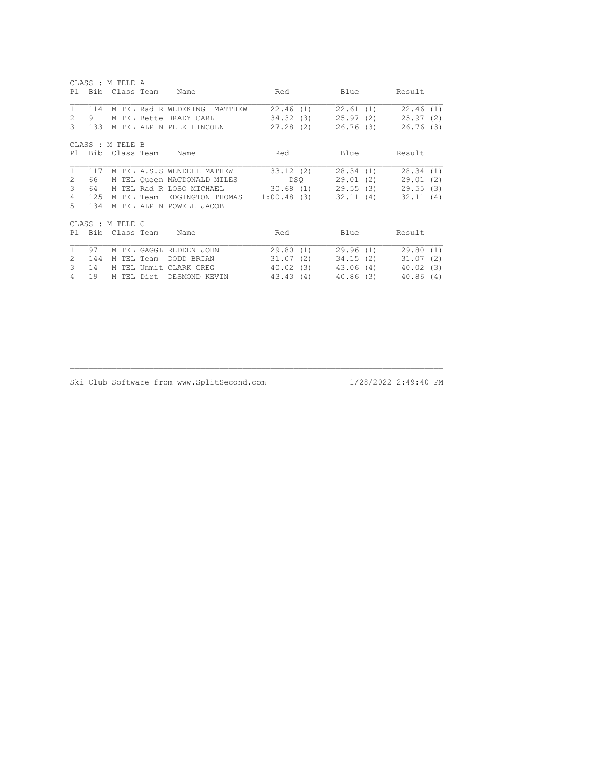CLASS : M TELE A

| Pl | Bib | Class | Team | Name | Red | Blue | Result |
|---|---|---|---|---|---|---|---|
| 1 | 114 | M TEL | Rad R | WEDEKING MATTHEW | 22.46 (1) | 22.61 (1) | 22.46 (1) |
| 2 | 9 | M TEL | Bette | BRADY CARL | 34.32 (3) | 25.97 (2) | 25.97 (2) |
| 3 | 133 | M TEL | ALPIN | PEEK LINCOLN | 27.28 (2) | 26.76 (3) | 26.76 (3) |

CLASS : M TELE B

| Pl | Bib | Class | Team | Name | Red | Blue | Result |
|---|---|---|---|---|---|---|---|
| 1 | 117 | M TEL | A.S.S | WENDELL MATHEW | 33.12 (2) | 28.34 (1) | 28.34 (1) |
| 2 | 66 | M TEL | Queen | MACDONALD MILES | DSQ | 29.01 (2) | 29.01 (2) |
| 3 | 64 | M TEL | Rad R | LOSO MICHAEL | 30.68 (1) | 29.55 (3) | 29.55 (3) |
| 4 | 125 | M TEL | Team | EDGINGTON THOMAS | 1:00.48 (3) | 32.11 (4) | 32.11 (4) |
| 5 | 134 | M TEL | ALPIN | POWELL JACOB | | | |

CLASS : M TELE C

| Pl | Bib | Class | Team | Name | Red | Blue | Result |
|---|---|---|---|---|---|---|---|
| 1 | 97 | M TEL | GAGGL | REDDEN JOHN | 29.80 (1) | 29.96 (1) | 29.80 (1) |
| 2 | 144 | M TEL | Team | DODD BRIAN | 31.07 (2) | 34.15 (2) | 31.07 (2) |
| 3 | 14 | M TEL | Unmit | CLARK GREG | 40.02 (3) | 43.06 (4) | 40.02 (3) |
| 4 | 19 | M TEL | Dirt | DESMOND KEVIN | 43.43 (4) | 40.86 (3) | 40.86 (4) |

Ski Club Software from www.SplitSecond.com 1/28/2022 2:49:40 PM